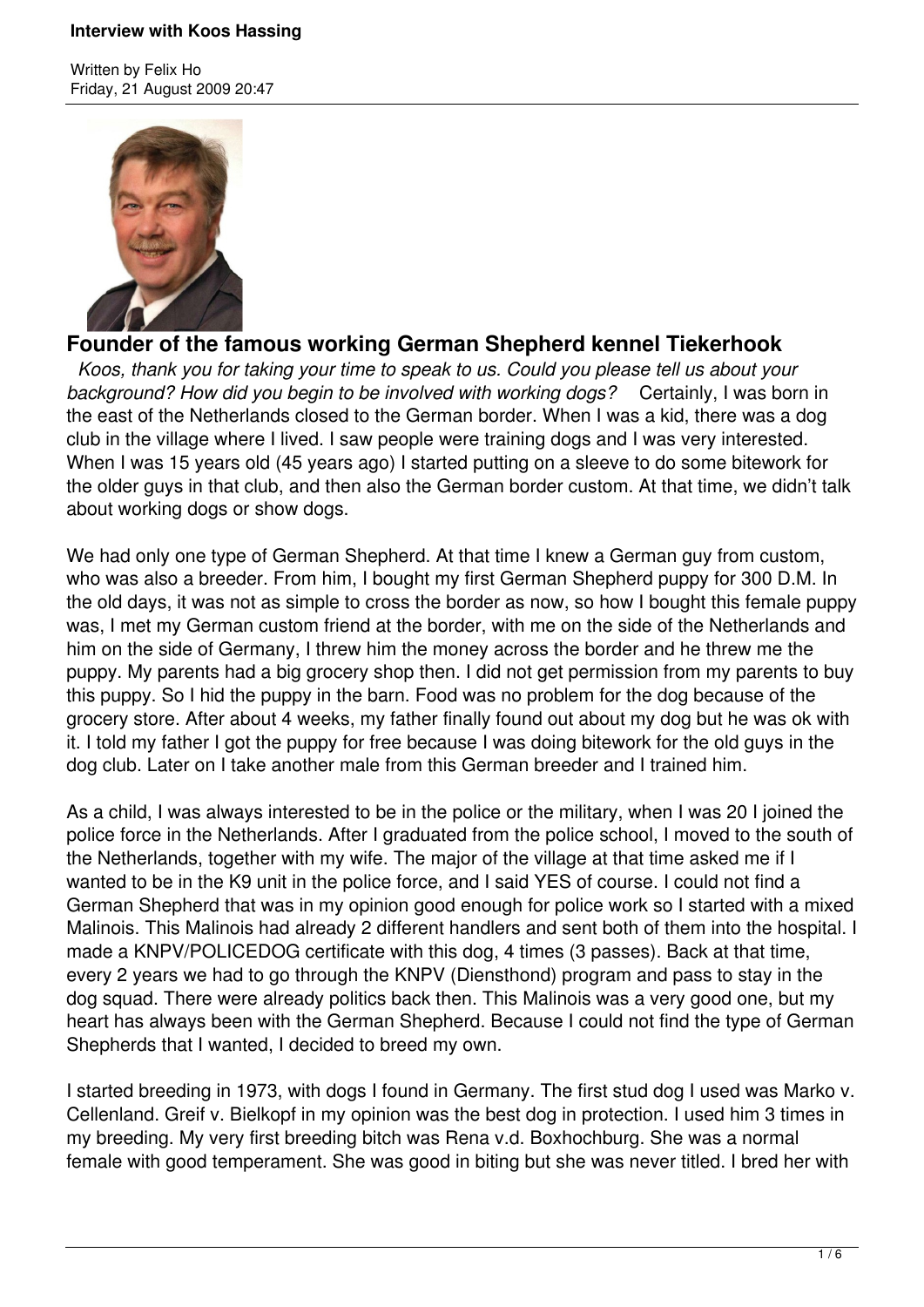# Interview with Koos Hassing

Written by Felix Ho
Friday, 21 August 2009 20:47

## Founder of the famous working German Shepherd kennel Tiekerhook

*Koos, thank you for taking your time to speak to us. Could you please tell us about your background? How did you begin to be involved with working dogs?* Certainly, I was born in the east of the Netherlands closed to the German border. When I was a kid, there was a dog club in the village where I lived. I saw people were training dogs and I was very interested. When I was 15 years old (45 years ago) I started putting on a sleeve to do some bitework for the older guys in that club, and then also the German border custom. At that time, we didn't talk about working dogs or show dogs.

We had only one type of German Shepherd. At that time I knew a German guy from custom, who was also a breeder. From him, I bought my first German Shepherd puppy for 300 D.M. In the old days, it was not as simple to cross the border as now, so how I bought this female puppy was, I met my German custom friend at the border, with me on the side of the Netherlands and him on the side of Germany, I threw him the money across the border and he threw me the puppy. My parents had a big grocery shop then. I did not get permission from my parents to buy this puppy. So I hid the puppy in the barn. Food was no problem for the dog because of the grocery store. After about 4 weeks, my father finally found out about my dog but he was ok with it. I told my father I got the puppy for free because I was doing bitework for the old guys in the dog club. Later on I take another male from this German breeder and I trained him.

As a child, I was always interested to be in the police or the military, when I was 20 I joined the police force in the Netherlands. After I graduated from the police school, I moved to the south of the Netherlands, together with my wife. The major of the village at that time asked me if I wanted to be in the K9 unit in the police force, and I said YES of course. I could not find a German Shepherd that was in my opinion good enough for police work so I started with a mixed Malinois. This Malinois had already 2 different handlers and sent both of them into the hospital. I made a KNPV/POLICEDOG certificate with this dog, 4 times (3 passes). Back at that time, every 2 years we had to go through the KNPV (Diensthond) program and pass to stay in the dog squad. There were already politics back then. This Malinois was a very good one, but my heart has always been with the German Shepherd. Because I could not find the type of German Shepherds that I wanted, I decided to breed my own.

I started breeding in 1973, with dogs I found in Germany. The first stud dog I used was Marko v. Cellenland. Greif v. Bielkopf in my opinion was the best dog in protection. I used him 3 times in my breeding. My very first breeding bitch was Rena v.d. Boxhochburg. She was a normal female with good temperament. She was good in biting but she was never titled. I bred her with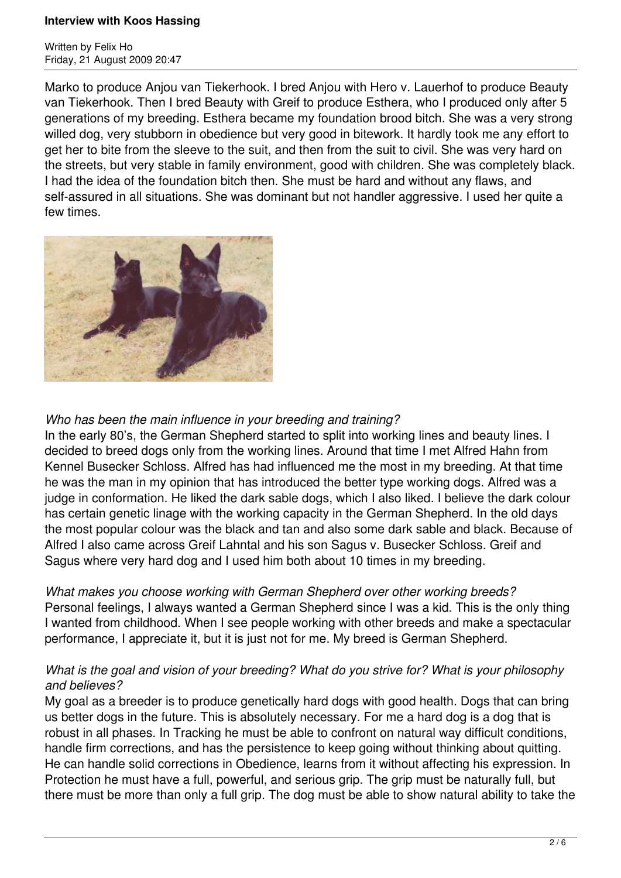Marko to produce Anjou van Tiekerhook. I bred Anjou with Hero v. Lauerhof to produce Beauty van Tiekerhook. Then I bred Beauty with Greif to produce Esthera, who I produced only after 5 generations of my breeding. Esthera became my foundation brood bitch. She was a very strong willed dog, very stubborn in obedience but very good in bitework. It hardly took me any effort to get her to bite from the sleeve to the suit, and then from the suit to civil. She was very hard on the streets, but very stable in family environment, good with children. She was completely black. I had the idea of the foundation bitch then. She must be hard and without any flaws, and self-assured in all situations. She was dominant but not handler aggressive. I used her quite a few times.

*Who has been the main influence in your breeding and training?*
In the early 80's, the German Shepherd started to split into working lines and beauty lines. I decided to breed dogs only from the working lines. Around that time I met Alfred Hahn from Kennel Busecker Schloss. Alfred has had influenced me the most in my breeding. At that time he was the man in my opinion that has introduced the better type working dogs. Alfred was a judge in conformation. He liked the dark sable dogs, which I also liked. I believe the dark colour has certain genetic linage with the working capacity in the German Shepherd. In the old days the most popular colour was the black and tan and also some dark sable and black. Because of Alfred I also came across Greif Lahntal and his son Sagus v. Busecker Schloss. Greif and Sagus where very hard dog and I used him both about 10 times in my breeding.

*What makes you choose working with German Shepherd over other working breeds?*
Personal feelings, I always wanted a German Shepherd since I was a kid. This is the only thing I wanted from childhood. When I see people working with other breeds and make a spectacular performance, I appreciate it, but it is just not for me. My breed is German Shepherd.

*What is the goal and vision of your breeding? What do you strive for? What is your philosophy and believes?*
My goal as a breeder is to produce genetically hard dogs with good health. Dogs that can bring us better dogs in the future. This is absolutely necessary. For me a hard dog is a dog that is robust in all phases. In Tracking he must be able to confront on natural way difficult conditions, handle firm corrections, and has the persistence to keep going without thinking about quitting. He can handle solid corrections in Obedience, learns from it without affecting his expression. In Protection he must have a full, powerful, and serious grip. The grip must be naturally full, but there must be more than only a full grip. The dog must be able to show natural ability to take the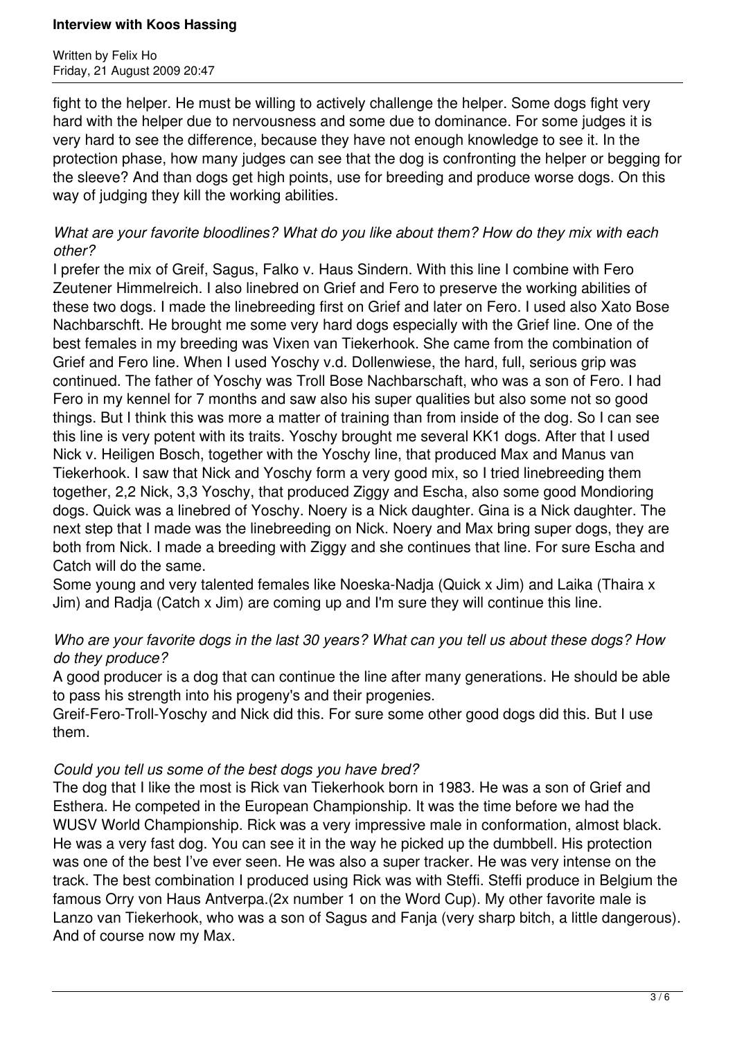fight to the helper. He must be willing to actively challenge the helper. Some dogs fight very hard with the helper due to nervousness and some due to dominance. For some judges it is very hard to see the difference, because they have not enough knowledge to see it. In the protection phase, how many judges can see that the dog is confronting the helper or begging for the sleeve? And than dogs get high points, use for breeding and produce worse dogs. On this way of judging they kill the working abilities.

*What are your favorite bloodlines? What do you like about them? How do they mix with each other?*

I prefer the mix of Greif, Sagus, Falko v. Haus Sindern. With this line I combine with Fero Zeutener Himmelreich. I also linebred on Grief and Fero to preserve the working abilities of these two dogs. I made the linebreeding first on Grief and later on Fero. I used also Xato Bose Nachbarschft. He brought me some very hard dogs especially with the Grief line. One of the best females in my breeding was Vixen van Tiekerhook. She came from the combination of Grief and Fero line. When I used Yoschy v.d. Dollenwiese, the hard, full, serious grip was continued. The father of Yoschy was Troll Bose Nachbarschaft, who was a son of Fero. I had Fero in my kennel for 7 months and saw also his super qualities but also some not so good things. But I think this was more a matter of training than from inside of the dog. So I can see this line is very potent with its traits. Yoschy brought me several KK1 dogs. After that I used Nick v. Heiligen Bosch, together with the Yoschy line, that produced Max and Manus van Tiekerhook. I saw that Nick and Yoschy form a very good mix, so I tried linebreeding them together, 2,2 Nick, 3,3 Yoschy, that produced Ziggy and Escha, also some good Mondioring dogs. Quick was a linebred of Yoschy. Noery is a Nick daughter. Gina is a Nick daughter. The next step that I made was the linebreeding on Nick. Noery and Max bring super dogs, they are both from Nick. I made a breeding with Ziggy and she continues that line. For sure Escha and Catch will do the same.

Some young and very talented females like Noeska-Nadja (Quick x Jim) and Laika (Thaira x Jim) and Radja (Catch x Jim) are coming up and I'm sure they will continue this line.

*Who are your favorite dogs in the last 30 years? What can you tell us about these dogs? How do they produce?*

A good producer is a dog that can continue the line after many generations. He should be able to pass his strength into his progeny's and their progenies.

Greif-Fero-Troll-Yoschy and Nick did this. For sure some other good dogs did this. But I use them.

*Could you tell us some of the best dogs you have bred?*

The dog that I like the most is Rick van Tiekerhook born in 1983. He was a son of Grief and Esthera. He competed in the European Championship. It was the time before we had the WUSV World Championship. Rick was a very impressive male in conformation, almost black. He was a very fast dog. You can see it in the way he picked up the dumbbell. His protection was one of the best I've ever seen. He was also a super tracker. He was very intense on the track. The best combination I produced using Rick was with Steffi. Steffi produce in Belgium the famous Orry von Haus Antverpa.(2x number 1 on the Word Cup). My other favorite male is Lanzo van Tiekerhook, who was a son of Sagus and Fanja (very sharp bitch, a little dangerous). And of course now my Max.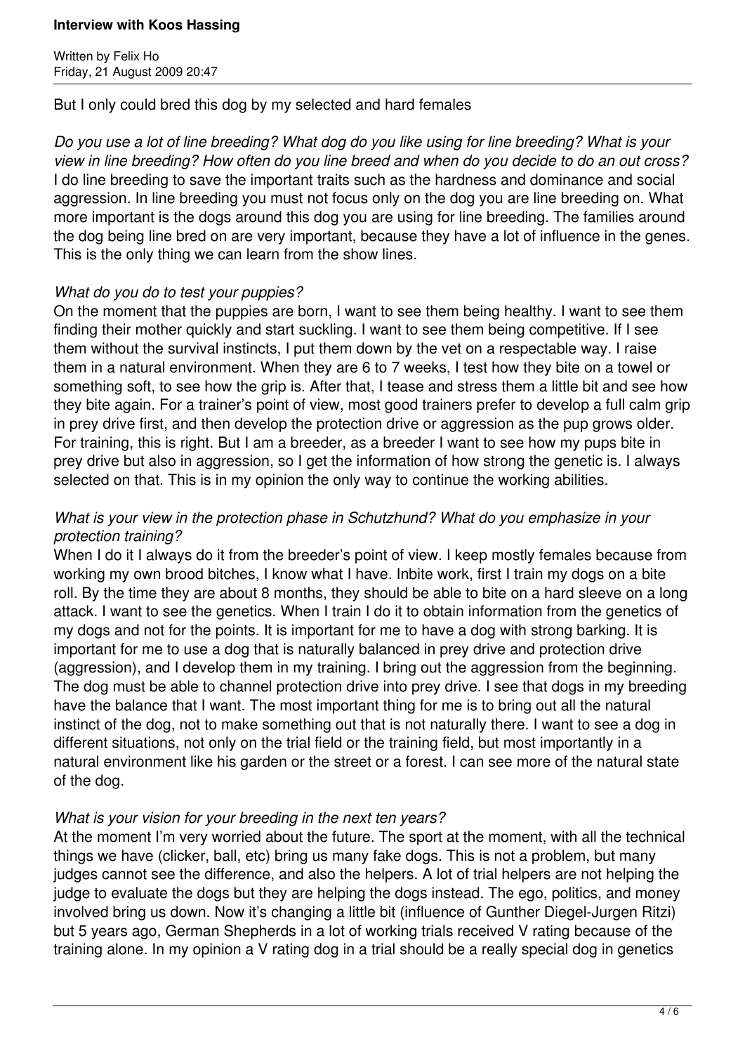But I only could bred this dog by my selected and hard females

*Do you use a lot of line breeding? What dog do you like using for line breeding? What is your view in line breeding? How often do you line breed and when do you decide to do an out cross?*
I do line breeding to save the important traits such as the hardness and dominance and social aggression. In line breeding you must not focus only on the dog you are line breeding on. What more important is the dogs around this dog you are using for line breeding. The families around the dog being line bred on are very important, because they have a lot of influence in the genes. This is the only thing we can learn from the show lines.

*What do you do to test your puppies?*
On the moment that the puppies are born, I want to see them being healthy. I want to see them finding their mother quickly and start suckling. I want to see them being competitive. If I see them without the survival instincts, I put them down by the vet on a respectable way. I raise them in a natural environment. When they are 6 to 7 weeks, I test how they bite on a towel or something soft, to see how the grip is. After that, I tease and stress them a little bit and see how they bite again. For a trainer's point of view, most good trainers prefer to develop a full calm grip in prey drive first, and then develop the protection drive or aggression as the pup grows older. For training, this is right. But I am a breeder, as a breeder I want to see how my pups bite in prey drive but also in aggression, so I get the information of how strong the genetic is. I always selected on that. This is in my opinion the only way to continue the working abilities.

*What is your view in the protection phase in Schutzhund? What do you emphasize in your protection training?*
When I do it I always do it from the breeder's point of view. I keep mostly females because from working my own brood bitches, I know what I have. Inbite work, first I train my dogs on a bite roll. By the time they are about 8 months, they should be able to bite on a hard sleeve on a long attack. I want to see the genetics. When I train I do it to obtain information from the genetics of my dogs and not for the points. It is important for me to have a dog with strong barking. It is important for me to use a dog that is naturally balanced in prey drive and protection drive (aggression), and I develop them in my training. I bring out the aggression from the beginning. The dog must be able to channel protection drive into prey drive. I see that dogs in my breeding have the balance that I want. The most important thing for me is to bring out all the natural instinct of the dog, not to make something out that is not naturally there. I want to see a dog in different situations, not only on the trial field or the training field, but most importantly in a natural environment like his garden or the street or a forest. I can see more of the natural state of the dog.

*What is your vision for your breeding in the next ten years?*
At the moment I'm very worried about the future. The sport at the moment, with all the technical things we have (clicker, ball, etc) bring us many fake dogs. This is not a problem, but many judges cannot see the difference, and also the helpers. A lot of trial helpers are not helping the judge to evaluate the dogs but they are helping the dogs instead. The ego, politics, and money involved bring us down. Now it's changing a little bit (influence of Gunther Diegel-Jurgen Ritzi) but 5 years ago, German Shepherds in a lot of working trials received V rating because of the training alone. In my opinion a V rating dog in a trial should be a really special dog in genetics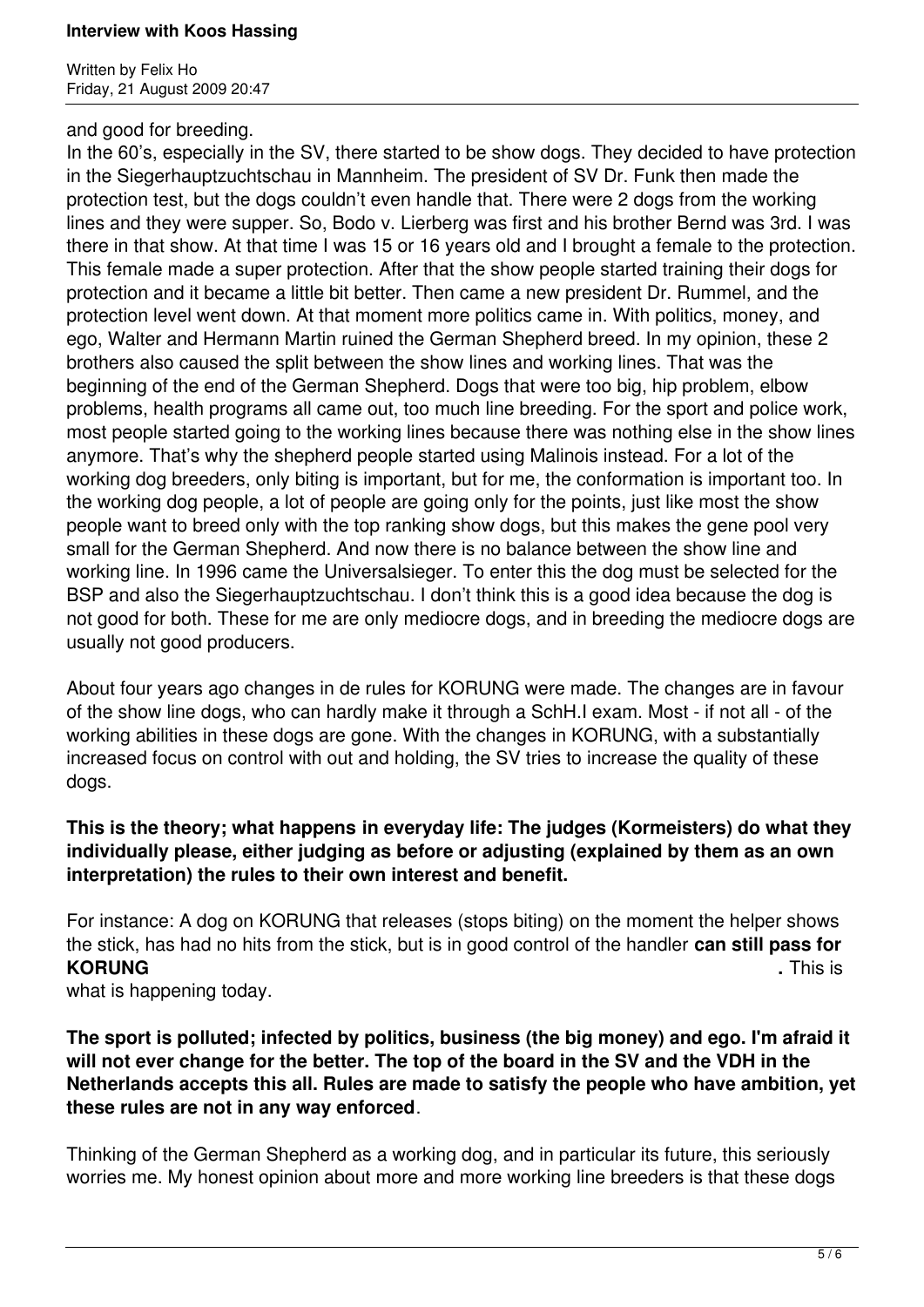and good for breeding.

In the 60's, especially in the SV, there started to be show dogs. They decided to have protection in the Siegerhauptzuchtschau in Mannheim. The president of SV Dr. Funk then made the protection test, but the dogs couldn't even handle that. There were 2 dogs from the working lines and they were supper. So, Bodo v. Lierberg was first and his brother Bernd was 3rd. I was there in that show. At that time I was 15 or 16 years old and I brought a female to the protection. This female made a super protection. After that the show people started training their dogs for protection and it became a little bit better. Then came a new president Dr. Rummel, and the protection level went down. At that moment more politics came in. With politics, money, and ego, Walter and Hermann Martin ruined the German Shepherd breed. In my opinion, these 2 brothers also caused the split between the show lines and working lines. That was the beginning of the end of the German Shepherd. Dogs that were too big, hip problem, elbow problems, health programs all came out, too much line breeding. For the sport and police work, most people started going to the working lines because there was nothing else in the show lines anymore. That's why the shepherd people started using Malinois instead. For a lot of the working dog breeders, only biting is important, but for me, the conformation is important too. In the working dog people, a lot of people are going only for the points, just like most the show people want to breed only with the top ranking show dogs, but this makes the gene pool very small for the German Shepherd. And now there is no balance between the show line and working line. In 1996 came the Universalsieger. To enter this the dog must be selected for the BSP and also the Siegerhauptzuchtschau. I don't think this is a good idea because the dog is not good for both. These for me are only mediocre dogs, and in breeding the mediocre dogs are usually not good producers.

About four years ago changes in de rules for KORUNG were made. The changes are in favour of the show line dogs, who can hardly make it through a SchH.I exam. Most - if not all - of the working abilities in these dogs are gone. With the changes in KORUNG, with a substantially increased focus on control with out and holding, the SV tries to increase the quality of these dogs.

**This is the theory; what happens in everyday life: The judges (Kormeisters) do what they individually please, either judging as before or adjusting (explained by them as an own interpretation) the rules to their own interest and benefit.**

For instance: A dog on KORUNG that releases (stops biting) on the moment the helper shows the stick, has had no hits from the stick, but is in good control of the handler **can still pass for KORUNG**. This is what is happening today.

**The sport is polluted; infected by politics, business (the big money) and ego. I'm afraid it will not ever change for the better. The top of the board in the SV and the VDH in the Netherlands accepts this all. Rules are made to satisfy the people who have ambition, yet these rules are not in any way enforced**.

Thinking of the German Shepherd as a working dog, and in particular its future, this seriously worries me. My honest opinion about more and more working line breeders is that these dogs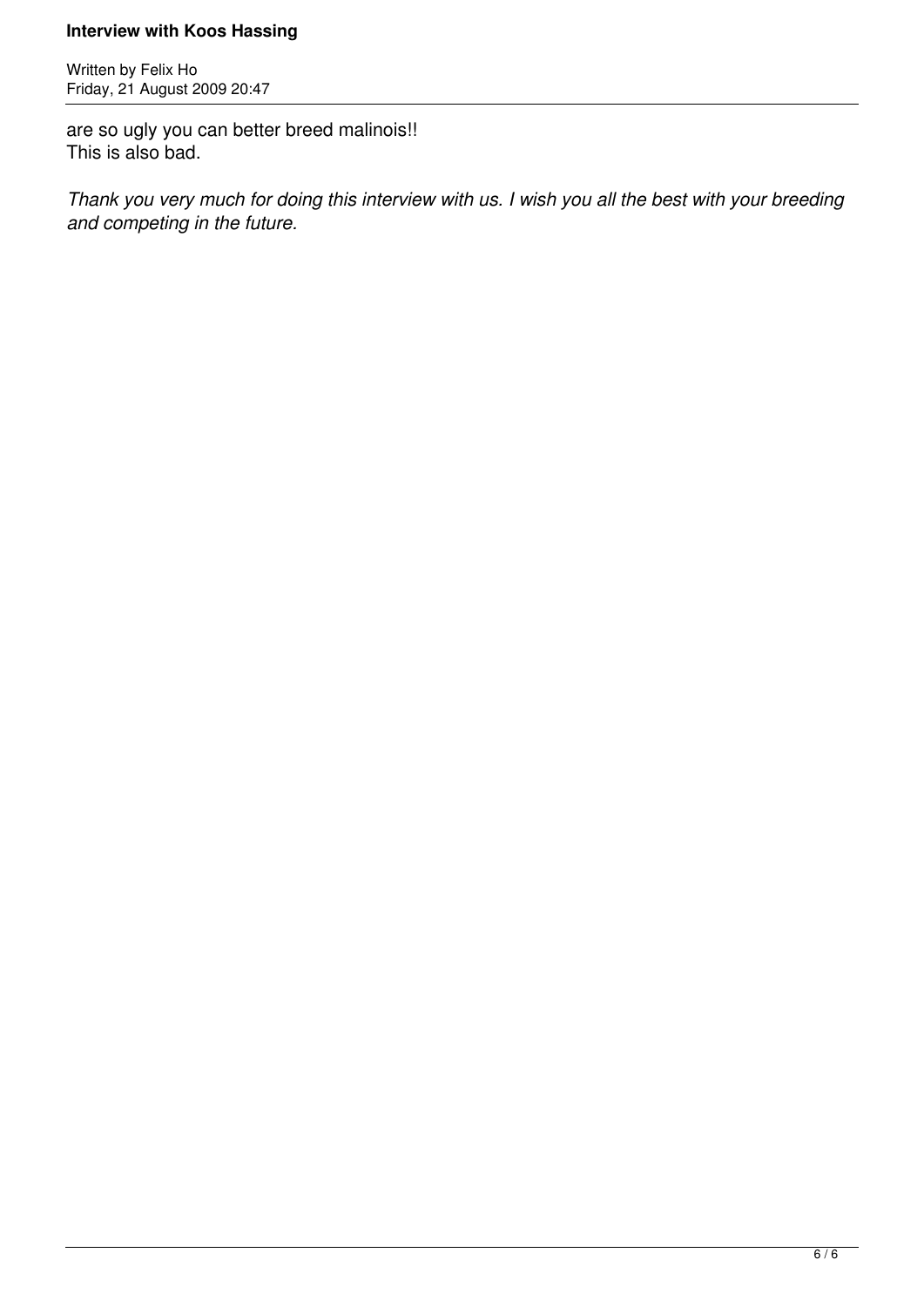are so ugly you can better breed malinois!!
This is also bad.

*Thank you very much for doing this interview with us. I wish you all the best with your breeding and competing in the future.*